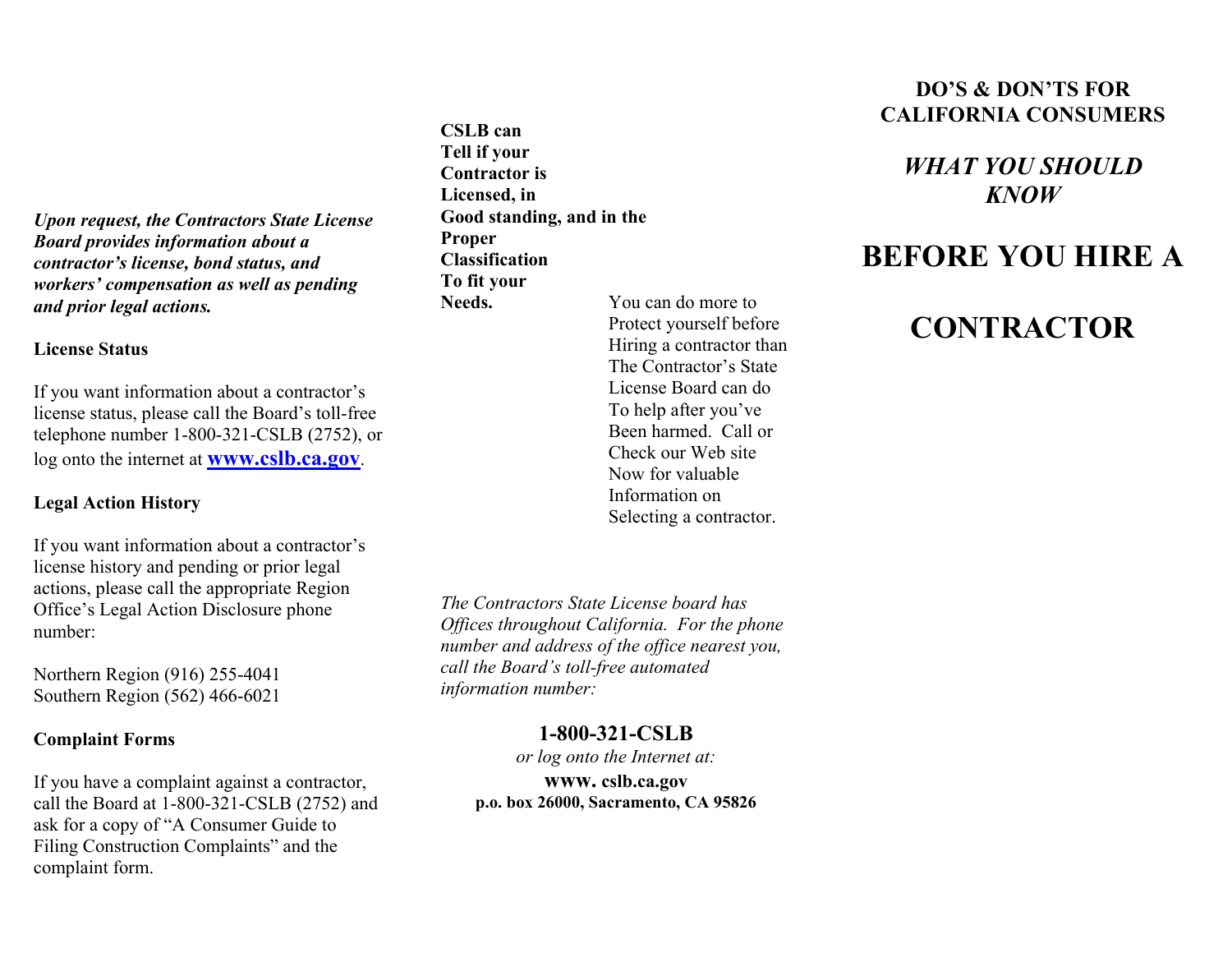*Upon request, the Contractors State License Board provides information about a contractor's license, bond status, and workers' compensation as well as pending and prior legal actions.*

**License Status**

If you want information about a contractor's license status, please call the Board's toll-free telephone number 1-800-321-CSLB (2752), or log onto the internet at **www.cslb.ca.gov**.

**Legal Action History**

If you want information about a contractor's license history and pending or prior legal actions, please call the appropriate Region Office's Legal Action Disclosure phone number:

Northern Region (916) 255-4041
Southern Region (562) 466-6021

**Complaint Forms**

If you have a complaint against a contractor, call the Board at 1-800-321-CSLB (2752) and ask for a copy of "A Consumer Guide to Filing Construction Complaints" and the complaint form.

**CSLB can Tell if your Contractor is Licensed, in Good standing, and in the Proper Classification To fit your Needs.**

You can do more to Protect yourself before Hiring a contractor than The Contractor's State License Board can do To help after you've Been harmed. Call or Check our Web site Now for valuable Information on Selecting a contractor.

*The Contractors State License board has Offices throughout California. For the phone number and address of the office nearest you, call the Board's toll-free automated information number:*

**1-800-321-CSLB**

*or log onto the Internet at:*

**www. cslb.ca.gov**

**p.o. box 26000, Sacramento, CA 95826**

**DO'S & DON'TS FOR CALIFORNIA CONSUMERS**

***WHAT YOU SHOULD KNOW***

# BEFORE YOU HIRE A CONTRACTOR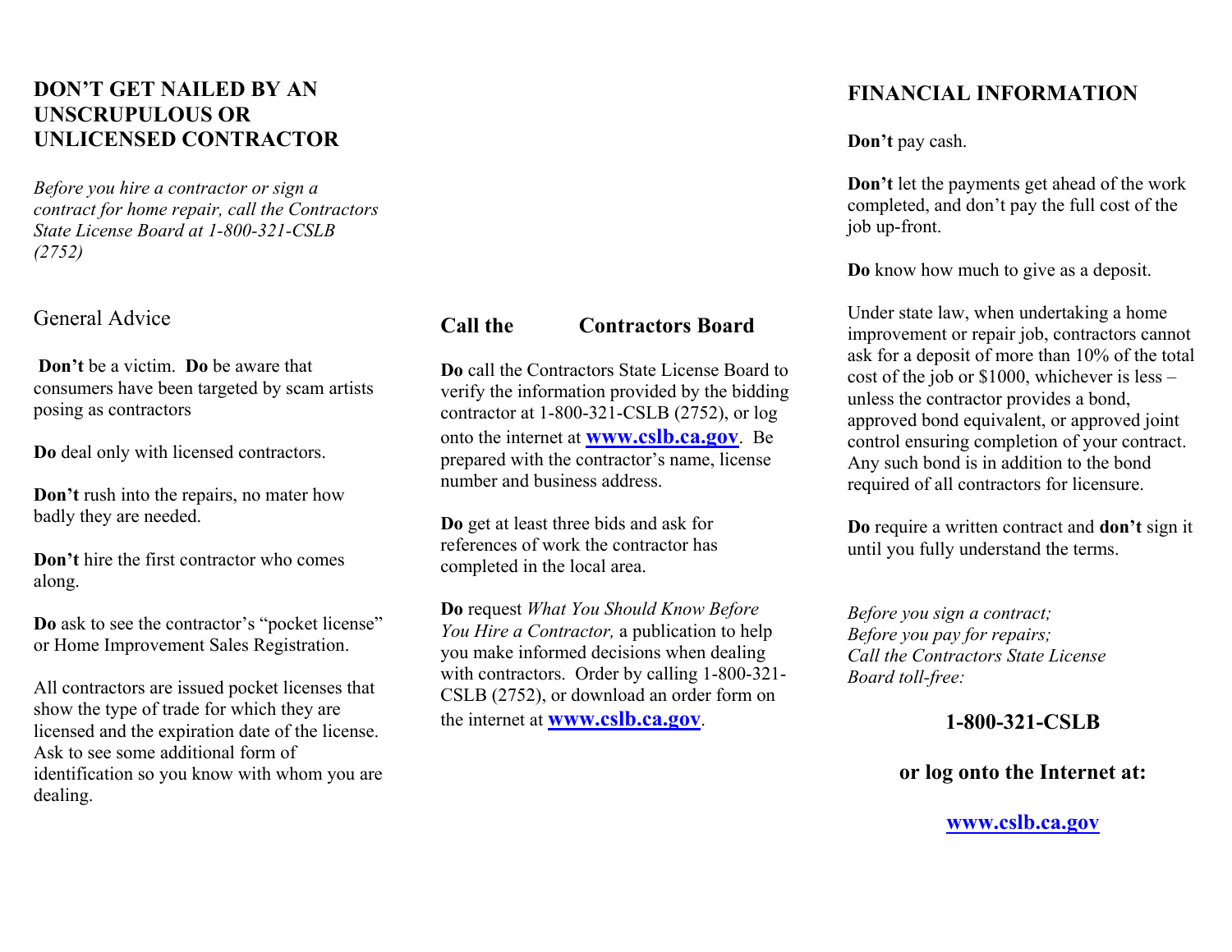## DON'T GET NAILED BY AN UNSCRUPULOUS OR UNLICENSED CONTRACTOR

*Before you hire a contractor or sign a contract for home repair, call the Contractors State License Board at 1-800-321-CSLB (2752)*

### General Advice

**Don't** be a victim. **Do** be aware that consumers have been targeted by scam artists posing as contractors

**Do** deal only with licensed contractors.

**Don't** rush into the repairs, no mater how badly they are needed.

**Don't** hire the first contractor who comes along.

**Do** ask to see the contractor's "pocket license" or Home Improvement Sales Registration.

All contractors are issued pocket licenses that show the type of trade for which they are licensed and the expiration date of the license. Ask to see some additional form of identification so you know with whom you are dealing.

### Call the Contractors Board

**Do** call the Contractors State License Board to verify the information provided by the bidding contractor at 1-800-321-CSLB (2752), or log onto the internet at **www.cslb.ca.gov**. Be prepared with the contractor's name, license number and business address.

**Do** get at least three bids and ask for references of work the contractor has completed in the local area.

**Do** request *What You Should Know Before You Hire a Contractor,* a publication to help you make informed decisions when dealing with contractors. Order by calling 1-800-321-CSLB (2752), or download an order form on the internet at **www.cslb.ca.gov**.

### FINANCIAL INFORMATION

**Don't** pay cash.

**Don't** let the payments get ahead of the work completed, and don't pay the full cost of the job up-front.

**Do** know how much to give as a deposit.

Under state law, when undertaking a home improvement or repair job, contractors cannot ask for a deposit of more than 10% of the total cost of the job or $1000, whichever is less – unless the contractor provides a bond, approved bond equivalent, or approved joint control ensuring completion of your contract. Any such bond is in addition to the bond required of all contractors for licensure.

**Do** require a written contract and **don't** sign it until you fully understand the terms.

*Before you sign a contract;*
*Before you pay for repairs;*
*Call the Contractors State License Board toll-free:*

**1-800-321-CSLB**

**or log onto the Internet at:**

**www.cslb.ca.gov**